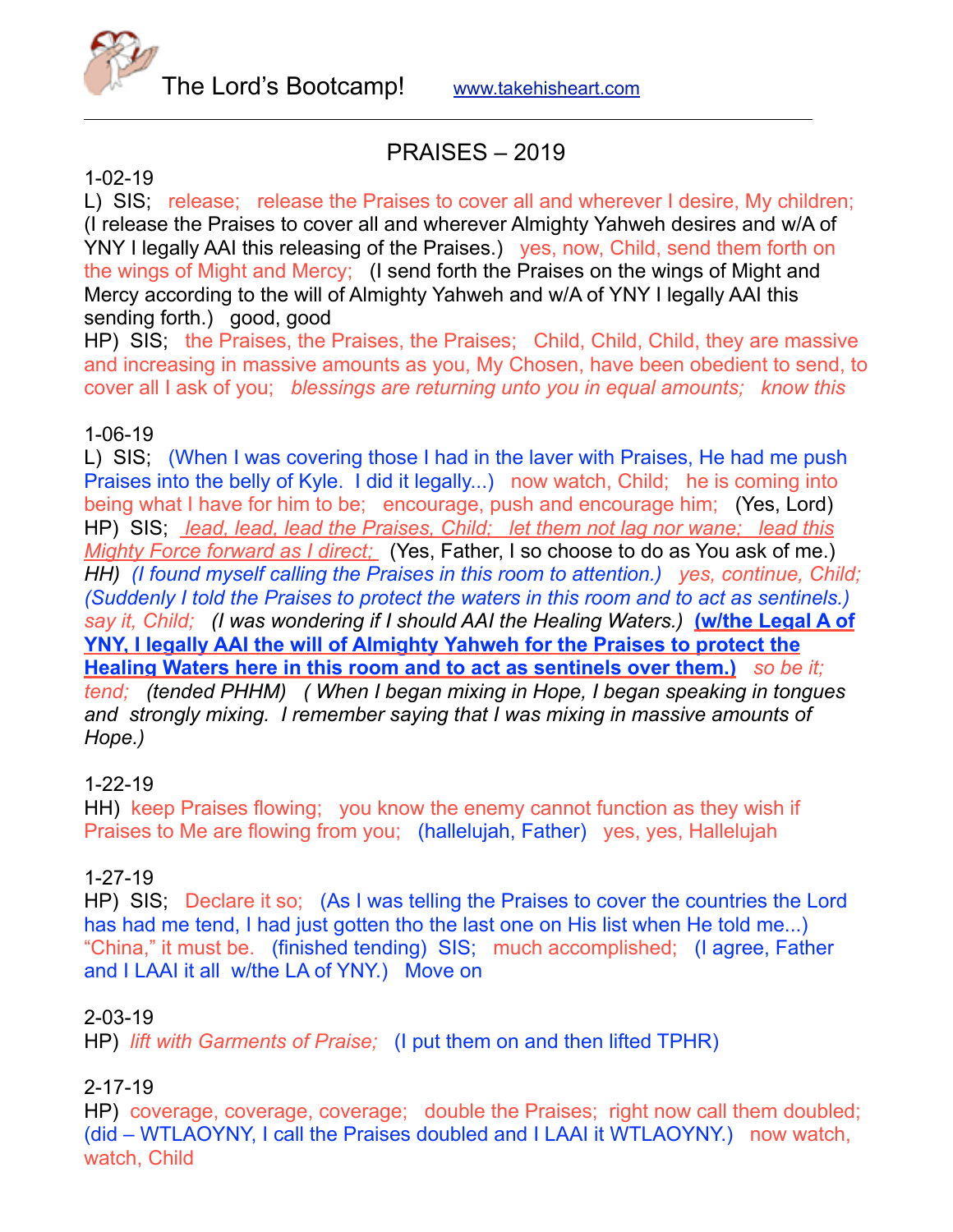The Lord's Bootcamp! www.takehisheart.com

---

# PRAISES – 2019

1-02-19
L) SIS; release; release the Praises to cover all and wherever I desire, My children; (I release the Praises to cover all and wherever Almighty Yahweh desires and w/A of YNY I legally AAI this releasing of the Praises.) yes, now, Child, send them forth on the wings of Might and Mercy; (I send forth the Praises on the wings of Might and Mercy according to the will of Almighty Yahweh and w/A of YNY I legally AAI this sending forth.) good, good
HP) SIS; the Praises, the Praises, the Praises; Child, Child, Child, they are massive and increasing in massive amounts as you, My Chosen, have been obedient to send, to cover all I ask of you; *blessings are returning unto you in equal amounts; know this*

1-06-19
L) SIS; (When I was covering those I had in the laver with Praises, He had me push Praises into the belly of Kyle. I did it legally...) now watch, Child; he is coming into being what I have for him to be; encourage, push and encourage him; (Yes, Lord)
HP) SIS; *lead, lead, lead the Praises, Child; let them not lag nor wane; lead this Mighty Force forward as I direct;* (Yes, Father, I so choose to do as You ask of me.)
*HH) (I found myself calling the Praises in this room to attention.) yes, continue, Child; (Suddenly I told the Praises to protect the waters in this room and to act as sentinels.) say it, Child; (I was wondering if I should AAI the Healing Waters.)* **(w/the Legal A of YNY, I legally AAI the will of Almighty Yahweh for the Praises to protect the Healing Waters here in this room and to act as sentinels over them.)** *so be it; tend; (tended PHHM) ( When I began mixing in Hope, I began speaking in tongues and strongly mixing. I remember saying that I was mixing in massive amounts of Hope.)*

1-22-19
HH) keep Praises flowing; you know the enemy cannot function as they wish if Praises to Me are flowing from you; (hallelujah, Father) yes, yes, Hallelujah

1-27-19
HP) SIS; Declare it so; (As I was telling the Praises to cover the countries the Lord has had me tend, I had just gotten tho the last one on His list when He told me...) "China," it must be. (finished tending) SIS; much accomplished; (I agree, Father and I LAAI it all w/the LA of YNY.) Move on

2-03-19
HP) *lift with Garments of Praise;* (I put them on and then lifted TPHR)

2-17-19
HP) coverage, coverage, coverage; double the Praises; right now call them doubled; (did – WTLAOYNY, I call the Praises doubled and I LAAI it WTLAOYNY.) now watch, watch, Child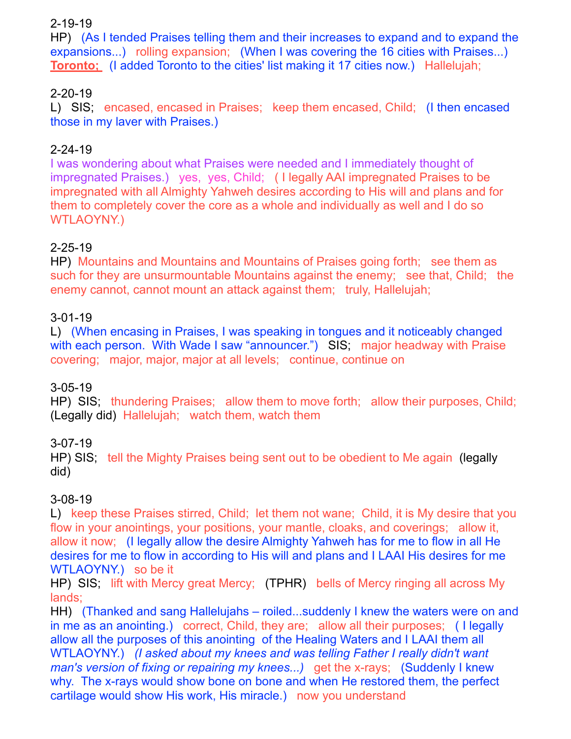2-19-19
HP) (As I tended Praises telling them and their increases to expand and to expand the expansions...) rolling expansion; (When I was covering the 16 cities with Praises...) **Toronto;** (I added Toronto to the cities' list making it 17 cities now.) Hallelujah;

2-20-19
L) SIS; encased, encased in Praises; keep them encased, Child; (I then encased those in my laver with Praises.)

2-24-19
I was wondering about what Praises were needed and I immediately thought of impregnated Praises.) yes, yes, Child; ( I legally AAI impregnated Praises to be impregnated with all Almighty Yahweh desires according to His will and plans and for them to completely cover the core as a whole and individually as well and I do so WTLAOYNY.)

2-25-19
HP) Mountains and Mountains and Mountains of Praises going forth; see them as such for they are unsurmountable Mountains against the enemy; see that, Child; the enemy cannot, cannot mount an attack against them; truly, Hallelujah;

3-01-19
L) (When encasing in Praises, I was speaking in tongues and it noticeably changed with each person. With Wade I saw "announcer.") SIS; major headway with Praise covering; major, major, major at all levels; continue, continue on

3-05-19
HP) SIS; thundering Praises; allow them to move forth; allow their purposes, Child; (Legally did) Hallelujah; watch them, watch them

3-07-19
HP) SIS; tell the Mighty Praises being sent out to be obedient to Me again (legally did)

3-08-19
L) keep these Praises stirred, Child; let them not wane; Child, it is My desire that you flow in your anointings, your positions, your mantle, cloaks, and coverings; allow it, allow it now; (I legally allow the desire Almighty Yahweh has for me to flow in all He desires for me to flow in according to His will and plans and I LAAI His desires for me WTLAOYNY.) so be it
HP) SIS; lift with Mercy great Mercy; (TPHR) bells of Mercy ringing all across My lands;
HH) (Thanked and sang Hallelujahs – roiled...suddenly I knew the waters were on and in me as an anointing.) correct, Child, they are; allow all their purposes; ( I legally allow all the purposes of this anointing of the Healing Waters and I LAAI them all WTLAOYNY.) *(I asked about my knees and was telling Father I really didn't want man's version of fixing or repairing my knees...)* get the x-rays; (Suddenly I knew why. The x-rays would show bone on bone and when He restored them, the perfect cartilage would show His work, His miracle.) now you understand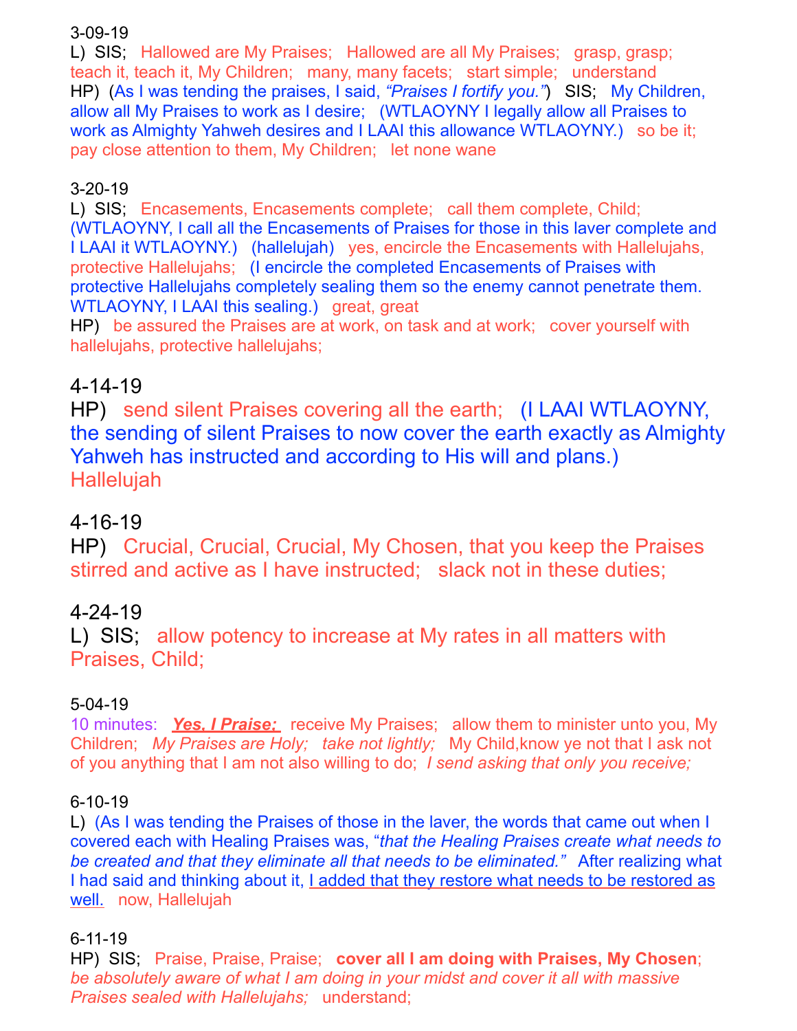3-09-19

L)  SIS;   Hallowed are My Praises;   Hallowed are all My Praises;   grasp, grasp; teach it, teach it, My Children;   many, many facets;   start simple;   understand

HP)  (As I was tending the praises, I said, *"Praises I fortify you."*)   SIS;   My Children, allow all My Praises to work as I desire;   (WTLAOYNY I legally allow all Praises to work as Almighty Yahweh desires and I LAAI this allowance WTLAOYNY.)   so be it; pay close attention to them, My Children;   let none wane

3-20-19

L)  SIS;   Encasements, Encasements complete;   call them complete, Child; (WTLAOYNY, I call all the Encasements of Praises for those in this laver complete and I LAAI it WTLAOYNY.)   (hallelujah)   yes, encircle the Encasements with Hallelujahs, protective Hallelujahs;   (I encircle the completed Encasements of Praises with protective Hallelujahs completely sealing them so the enemy cannot penetrate them. WTLAOYNY, I LAAI this sealing.)   great, great

HP)   be assured the Praises are at work, on task and at work;   cover yourself with hallelujahs, protective hallelujahs;

4-14-19

HP)   send silent Praises covering all the earth;   (I LAAI WTLAOYNY, the sending of silent Praises to now cover the earth exactly as Almighty Yahweh has instructed and according to His will and plans.) Hallelujah

4-16-19

HP)   Crucial, Crucial, Crucial, My Chosen, that you keep the Praises stirred and active as I have instructed;   slack not in these duties;

4-24-19

L)  SIS;   allow potency to increase at My rates in all matters with Praises, Child;

5-04-19

10 minutes:   ***Yes, I Praise;***   receive My Praises;   allow them to minister unto you, My Children;   *My Praises are Holy;   take not lightly;*   My Child,know ye not that I ask not of you anything that I am not also willing to do;   *I send asking that only you receive;*

6-10-19

L)  (As I was tending the Praises of those in the laver, the words that came out when I covered each with Healing Praises was, "*that the Healing Praises create what needs to be created and that they eliminate all that needs to be eliminated."*   After realizing what I had said and thinking about it, I added that they restore what needs to be restored as well.   now, Hallelujah

6-11-19

HP)  SIS;   Praise, Praise, Praise;   **cover all I am doing with Praises, My Chosen**; *be absolutely aware of what I am doing in your midst and cover it all with massive Praises sealed with Hallelujahs;*   understand;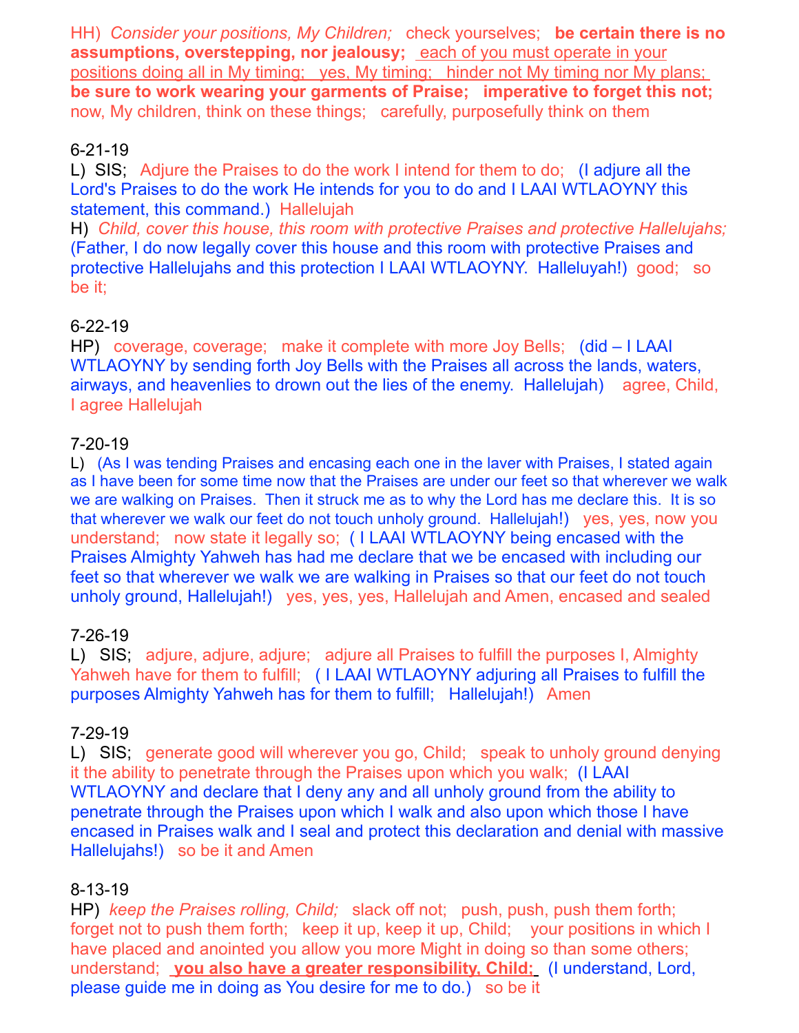HH) *Consider your positions, My Children;* check yourselves; **be certain there is no assumptions, overstepping, nor jealousy;** each of you must operate in your positions doing all in My timing; yes, My timing; hinder not My timing nor My plans; **be sure to work wearing your garments of Praise; imperative to forget this not;** now, My children, think on these things; carefully, purposefully think on them

6-21-19

L) SIS; Adjure the Praises to do the work I intend for them to do; (I adjure all the Lord's Praises to do the work He intends for you to do and I LAAI WTLAOYNY this statement, this command.) Hallelujah

H) *Child, cover this house, this room with protective Praises and protective Hallelujahs;* (Father, I do now legally cover this house and this room with protective Praises and protective Hallelujahs and this protection I LAAI WTLAOYNY. Halleluyah!) good; so be it;

6-22-19

HP) coverage, coverage; make it complete with more Joy Bells; (did – I LAAI WTLAOYNY by sending forth Joy Bells with the Praises all across the lands, waters, airways, and heavenlies to drown out the lies of the enemy. Hallelujah) agree, Child, I agree Hallelujah

7-20-19

L) (As I was tending Praises and encasing each one in the laver with Praises, I stated again as I have been for some time now that the Praises are under our feet so that wherever we walk we are walking on Praises. Then it struck me as to why the Lord has me declare this. It is so that wherever we walk our feet do not touch unholy ground. Hallelujah!) yes, yes, now you understand; now state it legally so; ( I LAAI WTLAOYNY being encased with the Praises Almighty Yahweh has had me declare that we be encased with including our feet so that wherever we walk we are walking in Praises so that our feet do not touch unholy ground, Hallelujah!) yes, yes, yes, Hallelujah and Amen, encased and sealed

7-26-19

L) SIS; adjure, adjure, adjure; adjure all Praises to fulfill the purposes I, Almighty Yahweh have for them to fulfill; ( I LAAI WTLAOYNY adjuring all Praises to fulfill the purposes Almighty Yahweh has for them to fulfill; Hallelujah!) Amen

7-29-19

L) SIS; generate good will wherever you go, Child; speak to unholy ground denying it the ability to penetrate through the Praises upon which you walk; (I LAAI WTLAOYNY and declare that I deny any and all unholy ground from the ability to penetrate through the Praises upon which I walk and also upon which those I have encased in Praises walk and I seal and protect this declaration and denial with massive Hallelujahs!) so be it and Amen

8-13-19

HP) *keep the Praises rolling, Child;* slack off not; push, push, push them forth; forget not to push them forth; keep it up, keep it up, Child; your positions in which I have placed and anointed you allow you more Might in doing so than some others; understand; **you also have a greater responsibility, Child;** (I understand, Lord, please guide me in doing as You desire for me to do.) so be it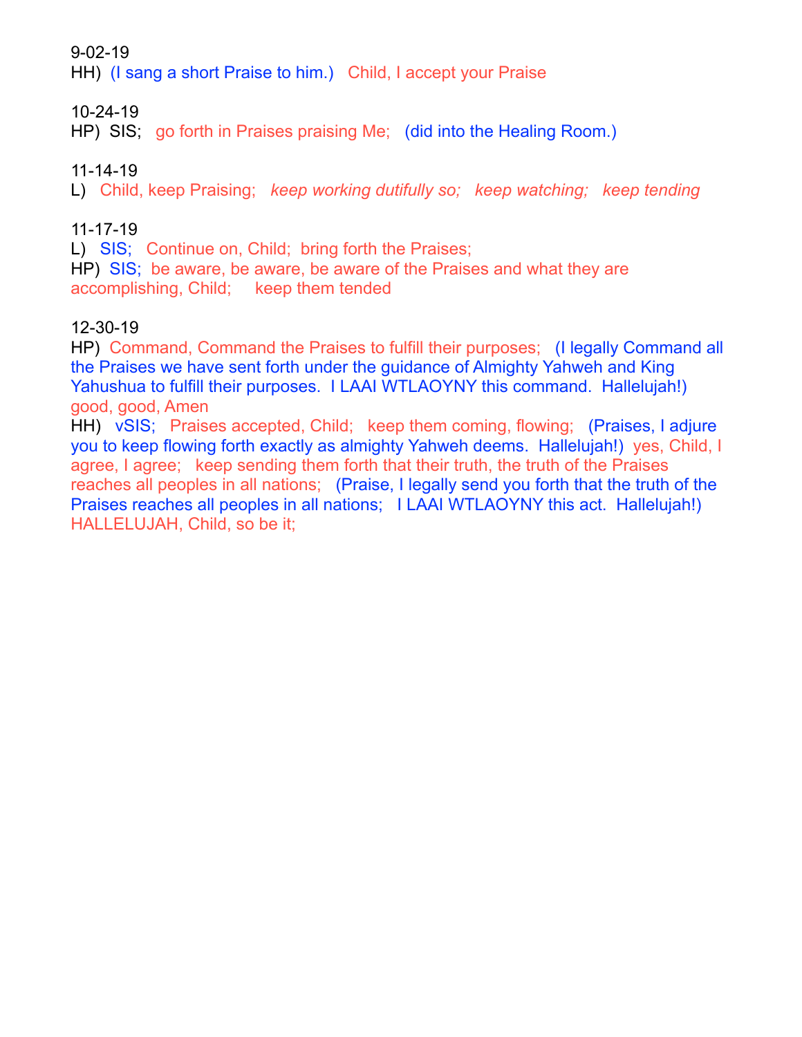9-02-19
HH)  (I sang a short Praise to him.)   Child, I accept your Praise

10-24-19
HP)  SIS;   go forth in Praises praising Me;   (did into the Healing Room.)

11-14-19
L)   Child, keep Praising;   *keep working dutifully so;   keep watching;   keep tending*

11-17-19
L)   SIS;   Continue on, Child;  bring forth the Praises;
HP)  SIS;  be aware, be aware, be aware of the Praises and what they are accomplishing, Child;     keep them tended

12-30-19
HP)  Command, Command the Praises to fulfill their purposes;   (I legally Command all the Praises we have sent forth under the guidance of Almighty Yahweh and King Yahushua to fulfill their purposes.  I LAAI WTLAOYNY this command.  Hallelujah!)  good, good, Amen
HH)   vSIS;   Praises accepted, Child;   keep them coming, flowing;   (Praises, I adjure you to keep flowing forth exactly as almighty Yahweh deems.  Hallelujah!)  yes, Child, I agree, I agree;   keep sending them forth that their truth, the truth of the Praises reaches all peoples in all nations;   (Praise, I legally send you forth that the truth of the Praises reaches all peoples in all nations;   I LAAI WTLAOYNY this act.  Hallelujah!)  HALLELUJAH, Child, so be it;